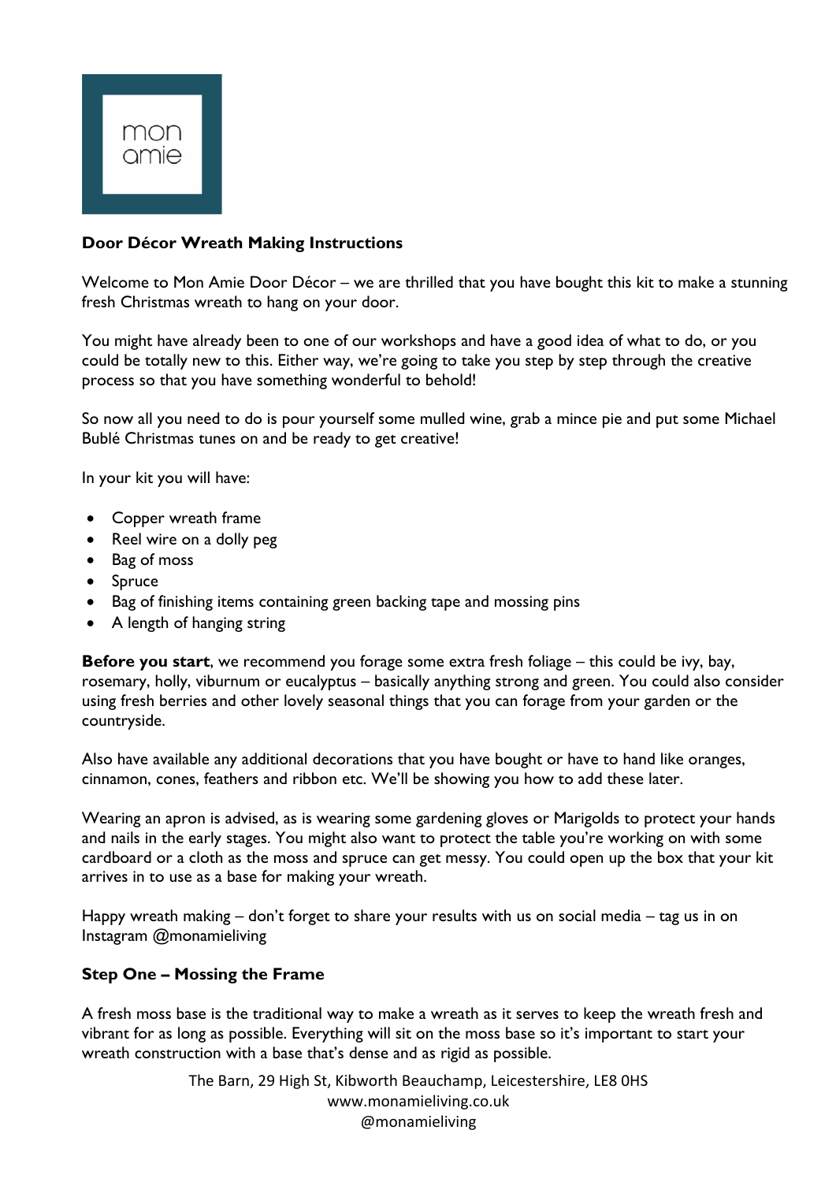mon
amie

**Door Décor Wreath Making Instructions**

Welcome to Mon Amie Door Décor – we are thrilled that you have bought this kit to make a stunning fresh Christmas wreath to hang on your door.

You might have already been to one of our workshops and have a good idea of what to do, or you could be totally new to this. Either way, we're going to take you step by step through the creative process so that you have something wonderful to behold!

So now all you need to do is pour yourself some mulled wine, grab a mince pie and put some Michael Bublé Christmas tunes on and be ready to get creative!

In your kit you will have:

- Copper wreath frame
- Reel wire on a dolly peg
- Bag of moss
- Spruce
- Bag of finishing items containing green backing tape and mossing pins
- A length of hanging string

**Before you start**, we recommend you forage some extra fresh foliage – this could be ivy, bay, rosemary, holly, viburnum or eucalyptus – basically anything strong and green. You could also consider using fresh berries and other lovely seasonal things that you can forage from your garden or the countryside.

Also have available any additional decorations that you have bought or have to hand like oranges, cinnamon, cones, feathers and ribbon etc. We'll be showing you how to add these later.

Wearing an apron is advised, as is wearing some gardening gloves or Marigolds to protect your hands and nails in the early stages. You might also want to protect the table you're working on with some cardboard or a cloth as the moss and spruce can get messy. You could open up the box that your kit arrives in to use as a base for making your wreath.

Happy wreath making – don't forget to share your results with us on social media – tag us in on Instagram @monamieliving

**Step One – Mossing the Frame**

A fresh moss base is the traditional way to make a wreath as it serves to keep the wreath fresh and vibrant for as long as possible. Everything will sit on the moss base so it's important to start your wreath construction with a base that's dense and as rigid as possible.

The Barn, 29 High St, Kibworth Beauchamp, Leicestershire, LE8 0HS
www.monamieliving.co.uk
@monamieliving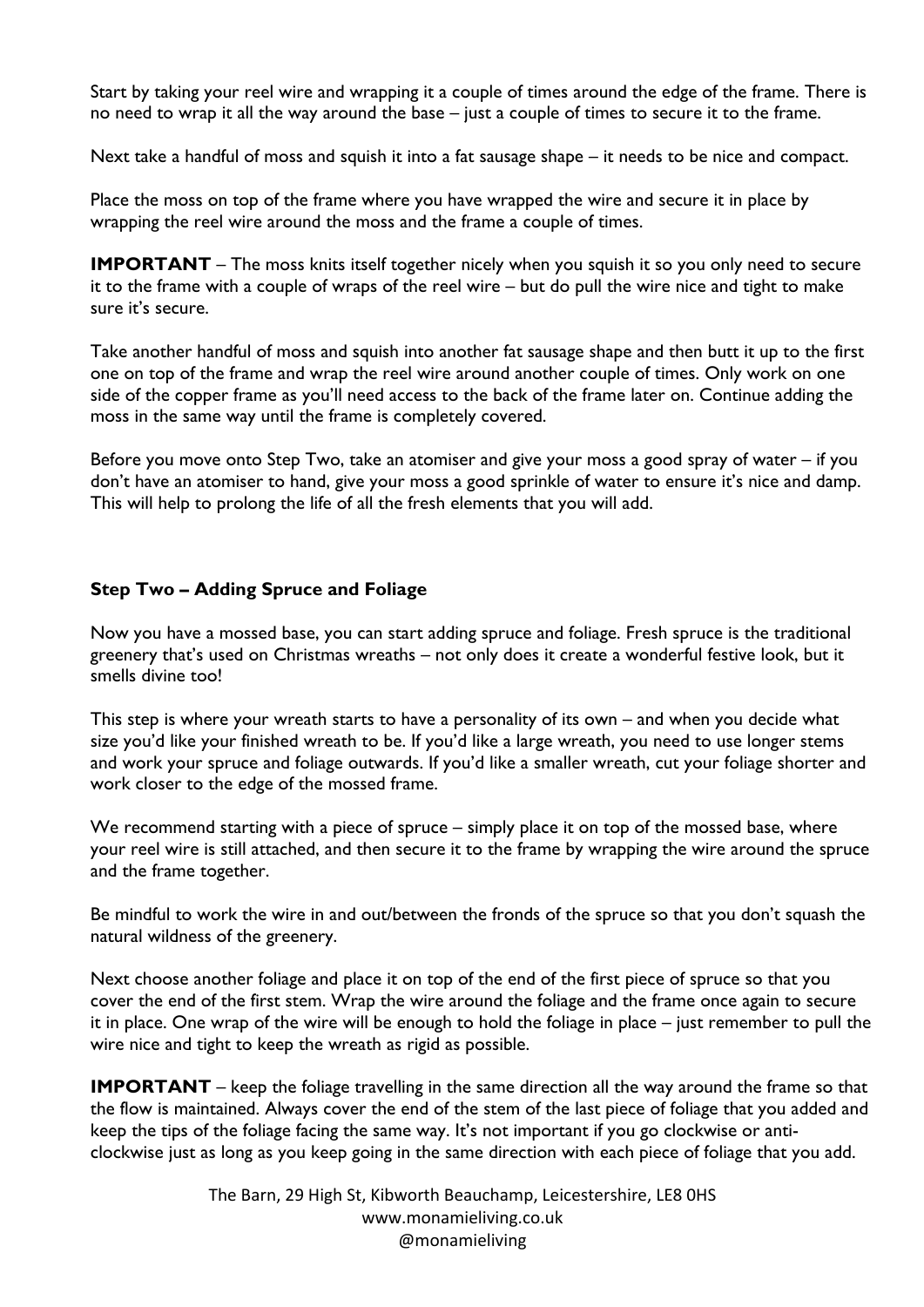Start by taking your reel wire and wrapping it a couple of times around the edge of the frame. There is no need to wrap it all the way around the base – just a couple of times to secure it to the frame.

Next take a handful of moss and squish it into a fat sausage shape – it needs to be nice and compact.

Place the moss on top of the frame where you have wrapped the wire and secure it in place by wrapping the reel wire around the moss and the frame a couple of times.

**IMPORTANT** – The moss knits itself together nicely when you squish it so you only need to secure it to the frame with a couple of wraps of the reel wire – but do pull the wire nice and tight to make sure it's secure.

Take another handful of moss and squish into another fat sausage shape and then butt it up to the first one on top of the frame and wrap the reel wire around another couple of times. Only work on one side of the copper frame as you'll need access to the back of the frame later on. Continue adding the moss in the same way until the frame is completely covered.

Before you move onto Step Two, take an atomiser and give your moss a good spray of water – if you don't have an atomiser to hand, give your moss a good sprinkle of water to ensure it's nice and damp. This will help to prolong the life of all the fresh elements that you will add.

### Step Two – Adding Spruce and Foliage

Now you have a mossed base, you can start adding spruce and foliage. Fresh spruce is the traditional greenery that's used on Christmas wreaths – not only does it create a wonderful festive look, but it smells divine too!

This step is where your wreath starts to have a personality of its own – and when you decide what size you'd like your finished wreath to be. If you'd like a large wreath, you need to use longer stems and work your spruce and foliage outwards. If you'd like a smaller wreath, cut your foliage shorter and work closer to the edge of the mossed frame.

We recommend starting with a piece of spruce – simply place it on top of the mossed base, where your reel wire is still attached, and then secure it to the frame by wrapping the wire around the spruce and the frame together.

Be mindful to work the wire in and out/between the fronds of the spruce so that you don't squash the natural wildness of the greenery.

Next choose another foliage and place it on top of the end of the first piece of spruce so that you cover the end of the first stem. Wrap the wire around the foliage and the frame once again to secure it in place. One wrap of the wire will be enough to hold the foliage in place – just remember to pull the wire nice and tight to keep the wreath as rigid as possible.

**IMPORTANT** – keep the foliage travelling in the same direction all the way around the frame so that the flow is maintained. Always cover the end of the stem of the last piece of foliage that you added and keep the tips of the foliage facing the same way. It's not important if you go clockwise or anti-clockwise just as long as you keep going in the same direction with each piece of foliage that you add.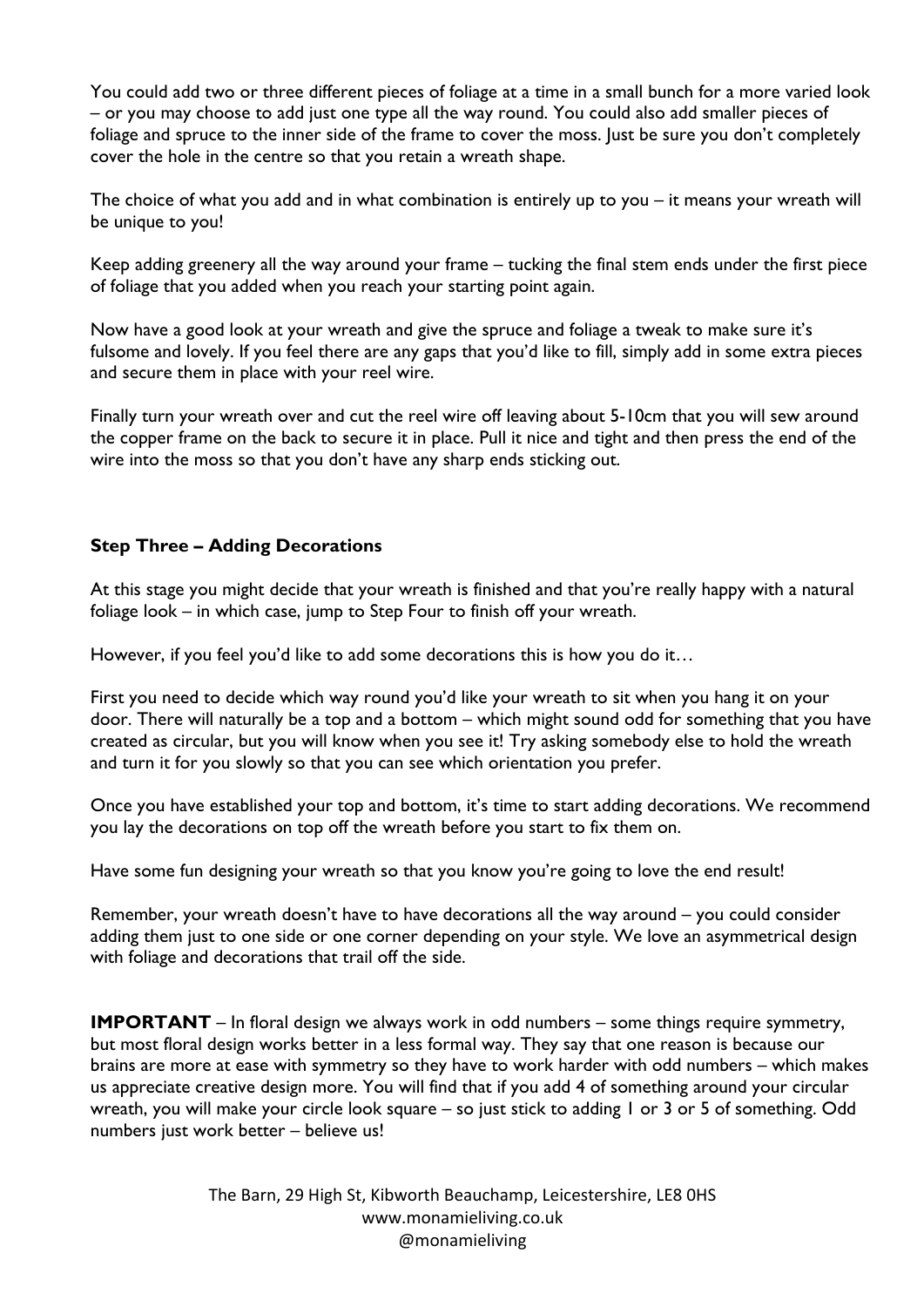You could add two or three different pieces of foliage at a time in a small bunch for a more varied look – or you may choose to add just one type all the way round. You could also add smaller pieces of foliage and spruce to the inner side of the frame to cover the moss. Just be sure you don't completely cover the hole in the centre so that you retain a wreath shape.

The choice of what you add and in what combination is entirely up to you – it means your wreath will be unique to you!

Keep adding greenery all the way around your frame – tucking the final stem ends under the first piece of foliage that you added when you reach your starting point again.

Now have a good look at your wreath and give the spruce and foliage a tweak to make sure it's fulsome and lovely. If you feel there are any gaps that you'd like to fill, simply add in some extra pieces and secure them in place with your reel wire.

Finally turn your wreath over and cut the reel wire off leaving about 5-10cm that you will sew around the copper frame on the back to secure it in place. Pull it nice and tight and then press the end of the wire into the moss so that you don't have any sharp ends sticking out.

### Step Three – Adding Decorations

At this stage you might decide that your wreath is finished and that you're really happy with a natural foliage look – in which case, jump to Step Four to finish off your wreath.

However, if you feel you'd like to add some decorations this is how you do it…

First you need to decide which way round you'd like your wreath to sit when you hang it on your door. There will naturally be a top and a bottom – which might sound odd for something that you have created as circular, but you will know when you see it! Try asking somebody else to hold the wreath and turn it for you slowly so that you can see which orientation you prefer.

Once you have established your top and bottom, it's time to start adding decorations. We recommend you lay the decorations on top off the wreath before you start to fix them on.

Have some fun designing your wreath so that you know you're going to love the end result!

Remember, your wreath doesn't have to have decorations all the way around – you could consider adding them just to one side or one corner depending on your style. We love an asymmetrical design with foliage and decorations that trail off the side.

**IMPORTANT** – In floral design we always work in odd numbers – some things require symmetry, but most floral design works better in a less formal way. They say that one reason is because our brains are more at ease with symmetry so they have to work harder with odd numbers – which makes us appreciate creative design more. You will find that if you add 4 of something around your circular wreath, you will make your circle look square – so just stick to adding 1 or 3 or 5 of something. Odd numbers just work better – believe us!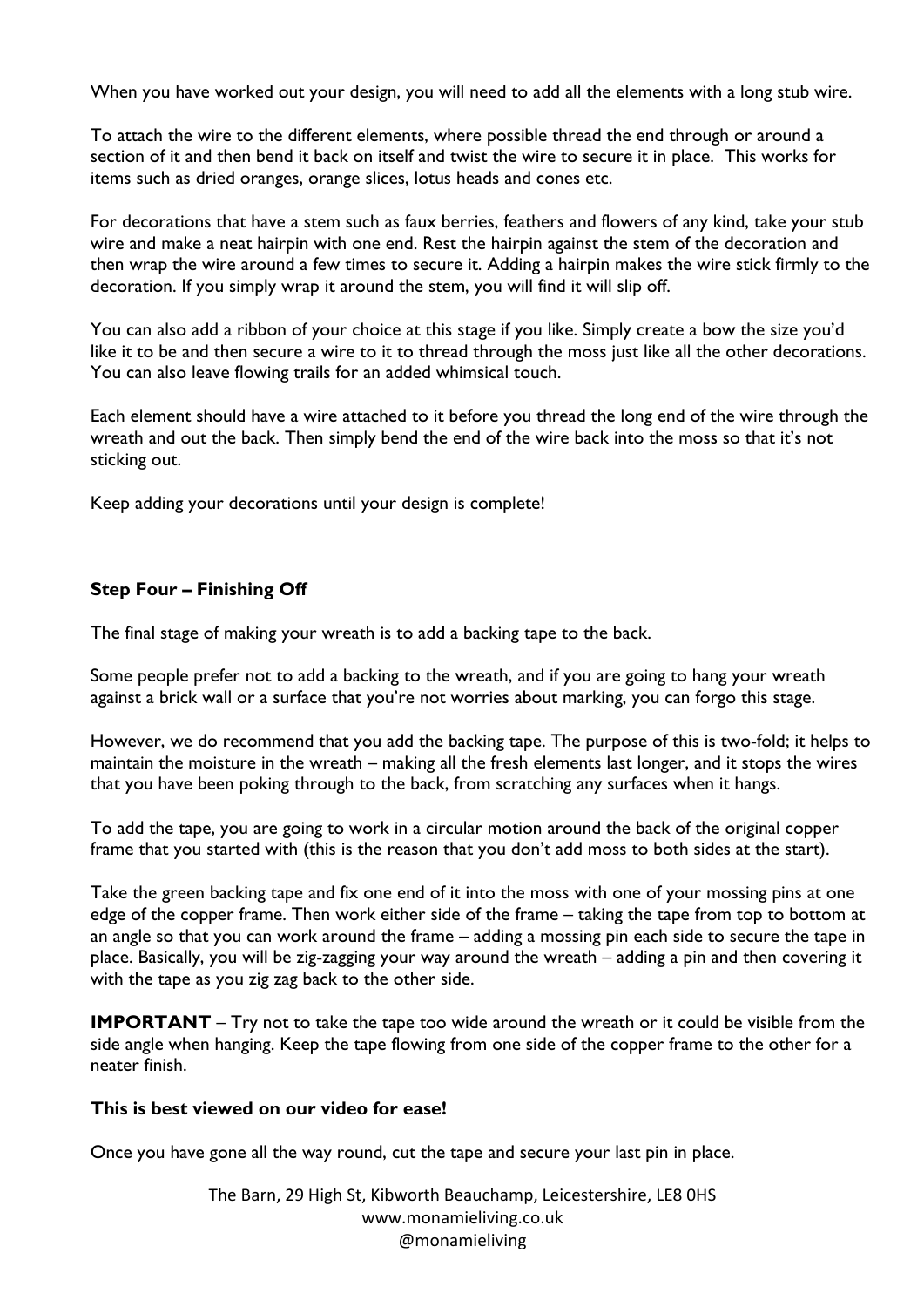When you have worked out your design, you will need to add all the elements with a long stub wire.

To attach the wire to the different elements, where possible thread the end through or around a section of it and then bend it back on itself and twist the wire to secure it in place. This works for items such as dried oranges, orange slices, lotus heads and cones etc.

For decorations that have a stem such as faux berries, feathers and flowers of any kind, take your stub wire and make a neat hairpin with one end. Rest the hairpin against the stem of the decoration and then wrap the wire around a few times to secure it. Adding a hairpin makes the wire stick firmly to the decoration. If you simply wrap it around the stem, you will find it will slip off.

You can also add a ribbon of your choice at this stage if you like. Simply create a bow the size you'd like it to be and then secure a wire to it to thread through the moss just like all the other decorations. You can also leave flowing trails for an added whimsical touch.

Each element should have a wire attached to it before you thread the long end of the wire through the wreath and out the back. Then simply bend the end of the wire back into the moss so that it's not sticking out.

Keep adding your decorations until your design is complete!

**Step Four – Finishing Off**

The final stage of making your wreath is to add a backing tape to the back.

Some people prefer not to add a backing to the wreath, and if you are going to hang your wreath against a brick wall or a surface that you're not worries about marking, you can forgo this stage.

However, we do recommend that you add the backing tape. The purpose of this is two-fold; it helps to maintain the moisture in the wreath – making all the fresh elements last longer, and it stops the wires that you have been poking through to the back, from scratching any surfaces when it hangs.

To add the tape, you are going to work in a circular motion around the back of the original copper frame that you started with (this is the reason that you don't add moss to both sides at the start).

Take the green backing tape and fix one end of it into the moss with one of your mossing pins at one edge of the copper frame. Then work either side of the frame – taking the tape from top to bottom at an angle so that you can work around the frame – adding a mossing pin each side to secure the tape in place. Basically, you will be zig-zagging your way around the wreath – adding a pin and then covering it with the tape as you zig zag back to the other side.

**IMPORTANT** – Try not to take the tape too wide around the wreath or it could be visible from the side angle when hanging. Keep the tape flowing from one side of the copper frame to the other for a neater finish.

**This is best viewed on our video for ease!**

Once you have gone all the way round, cut the tape and secure your last pin in place.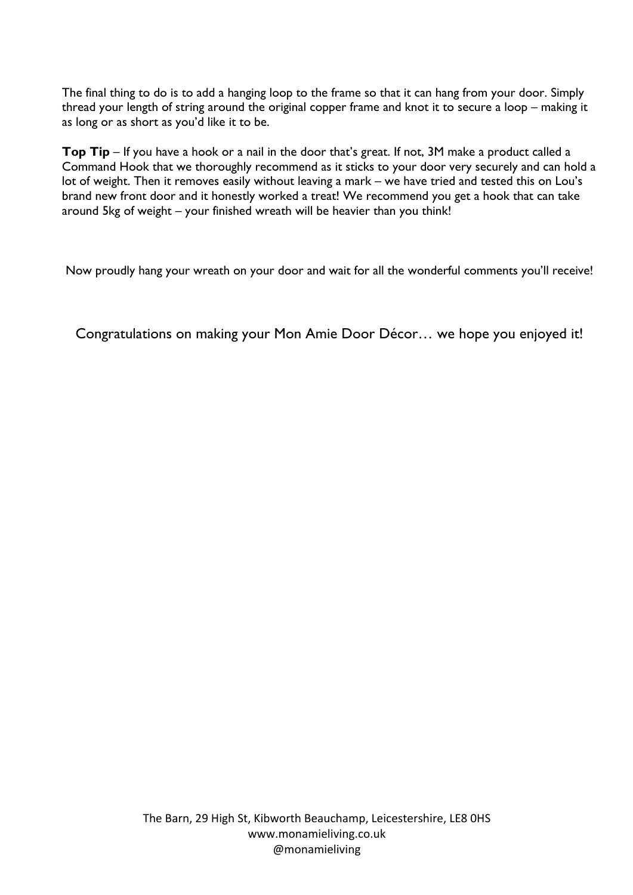The final thing to do is to add a hanging loop to the frame so that it can hang from your door. Simply thread your length of string around the original copper frame and knot it to secure a loop – making it as long or as short as you'd like it to be.

**Top Tip** – If you have a hook or a nail in the door that's great. If not, 3M make a product called a Command Hook that we thoroughly recommend as it sticks to your door very securely and can hold a lot of weight. Then it removes easily without leaving a mark – we have tried and tested this on Lou's brand new front door and it honestly worked a treat! We recommend you get a hook that can take around 5kg of weight – your finished wreath will be heavier than you think!

Now proudly hang your wreath on your door and wait for all the wonderful comments you'll receive!

Congratulations on making your Mon Amie Door Décor… we hope you enjoyed it!

The Barn, 29 High St, Kibworth Beauchamp, Leicestershire, LE8 0HS
www.monamieliving.co.uk
@monamieliving